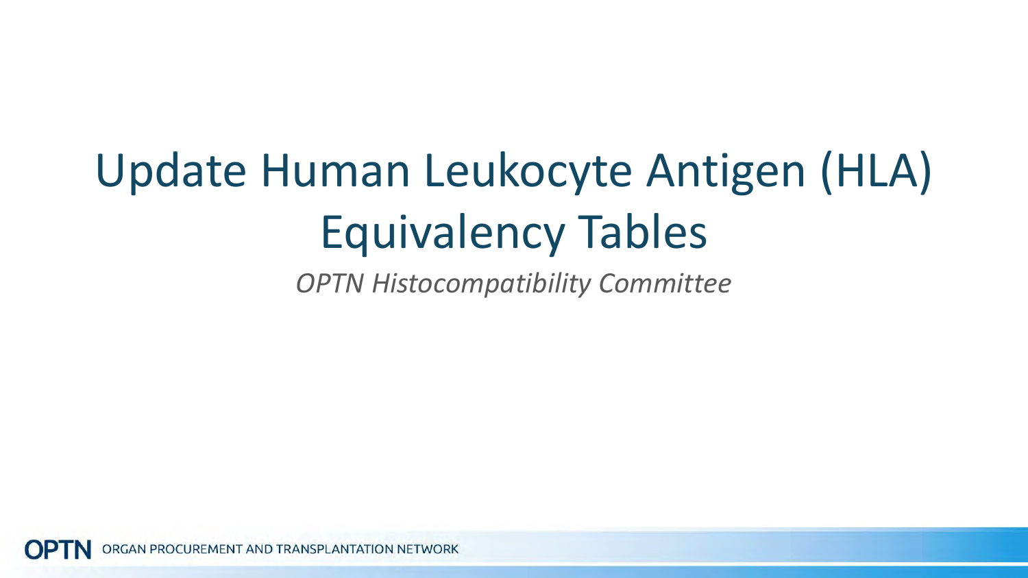# Update Human Leukocyte Antigen (HLA) Equivalency Tables

*OPTN Histocompatibility Committee*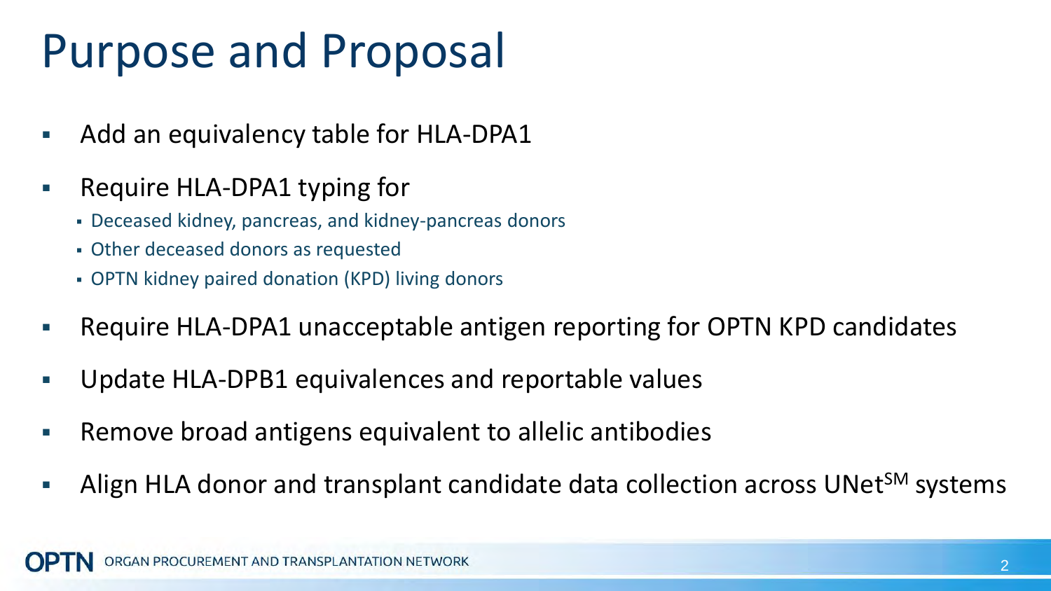# Purpose and Proposal

- Add an equivalency table for HLA-DPA1
- Require HLA-DPA1 typing for
  - Deceased kidney, pancreas, and kidney-pancreas donors
  - Other deceased donors as requested
  - OPTN kidney paired donation (KPD) living donors
- Require HLA-DPA1 unacceptable antigen reporting for OPTN KPD candidates
- Update HLA-DPB1 equivalences and reportable values
- Remove broad antigens equivalent to allelic antibodies
- Align HLA donor and transplant candidate data collection across UNet℠ systems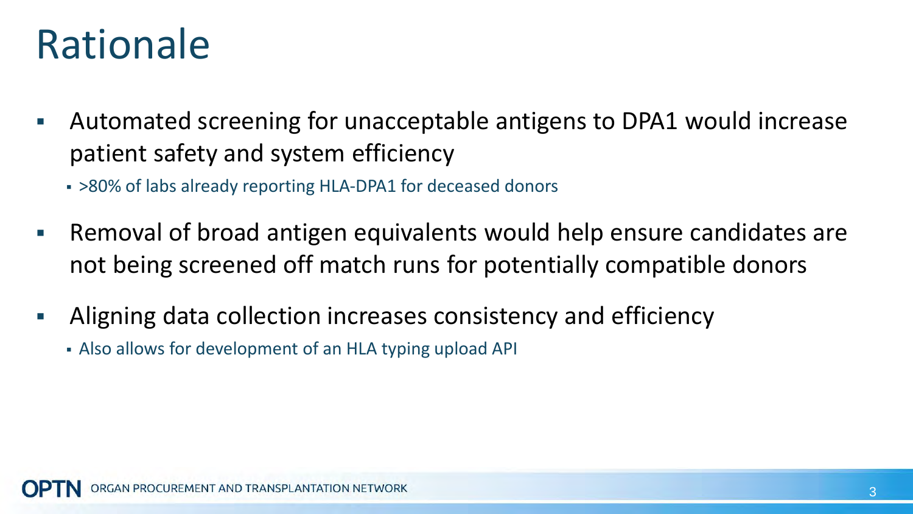# Rationale

- Automated screening for unacceptable antigens to DPA1 would increase patient safety and system efficiency
  - >80% of labs already reporting HLA-DPA1 for deceased donors
- Removal of broad antigen equivalents would help ensure candidates are not being screened off match runs for potentially compatible donors
- Aligning data collection increases consistency and efficiency
  - Also allows for development of an HLA typing upload API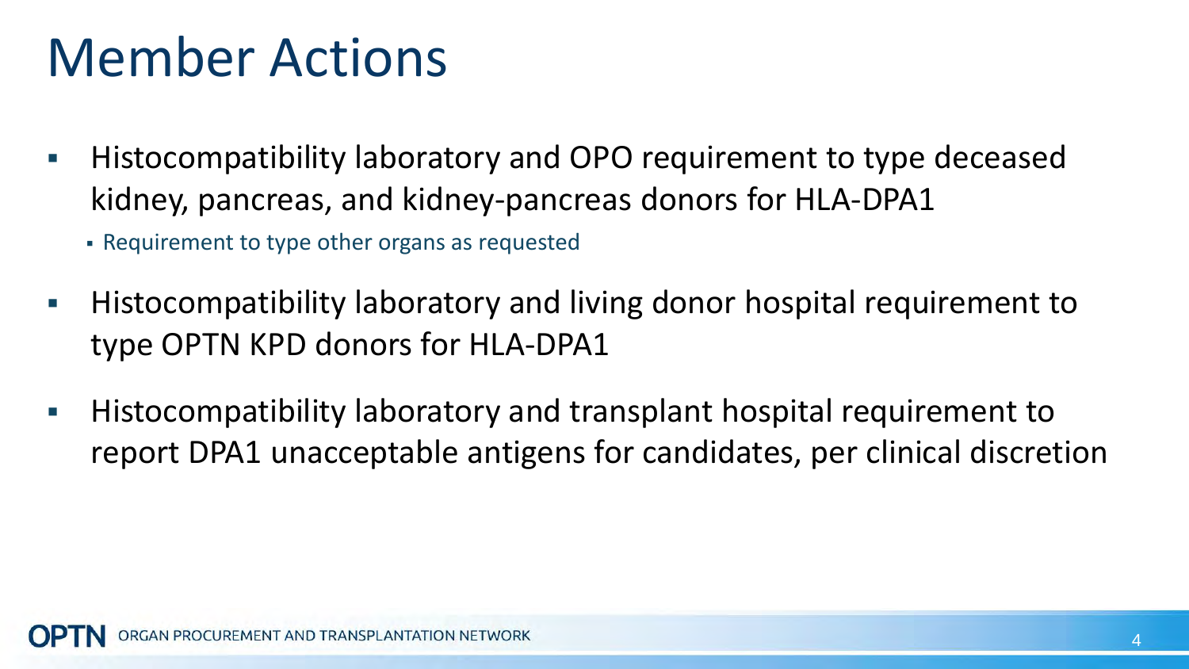# Member Actions

- Histocompatibility laboratory and OPO requirement to type deceased kidney, pancreas, and kidney-pancreas donors for HLA-DPA1
  - Requirement to type other organs as requested
- Histocompatibility laboratory and living donor hospital requirement to type OPTN KPD donors for HLA-DPA1
- Histocompatibility laboratory and transplant hospital requirement to report DPA1 unacceptable antigens for candidates, per clinical discretion